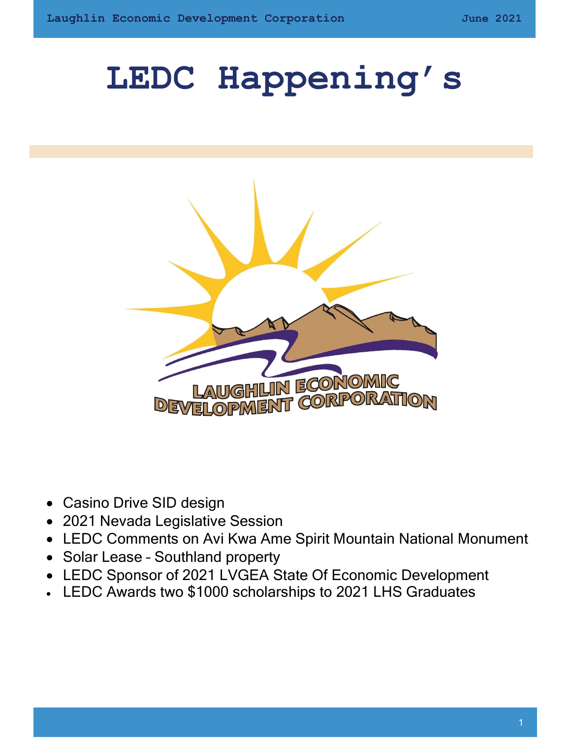# LEDC Happening's

- Casino Drive SID design
- 2021 Nevada Legislative Session
- LEDC Comments on Avi Kwa Ame Spirit Mountain National Monument
- Solar Lease – Southland property
- LEDC Sponsor of 2021 LVGEA State Of Economic Development
- LEDC Awards two $1000 scholarships to 2021 LHS Graduates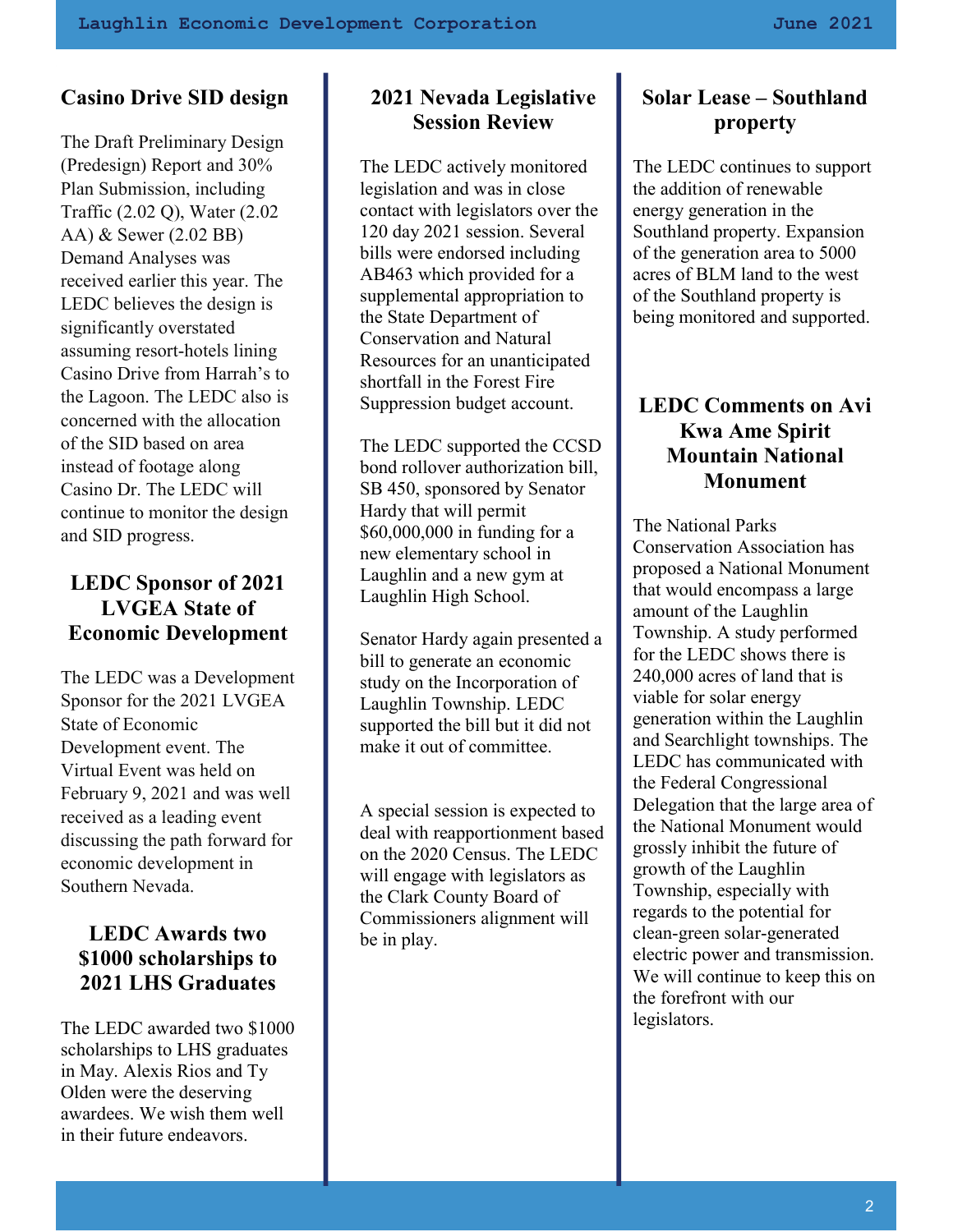## Casino Drive SID design

The Draft Preliminary Design (Predesign) Report and 30% Plan Submission, including Traffic (2.02 Q), Water (2.02 AA) & Sewer (2.02 BB) Demand Analyses was received earlier this year. The LEDC believes the design is significantly overstated assuming resort-hotels lining Casino Drive from Harrah's to the Lagoon. The LEDC also is concerned with the allocation of the SID based on area instead of footage along Casino Dr. The LEDC will continue to monitor the design and SID progress.

## LEDC Sponsor of 2021 LVGEA State of Economic Development

The LEDC was a Development Sponsor for the 2021 LVGEA State of Economic Development event. The Virtual Event was held on February 9, 2021 and was well received as a leading event discussing the path forward for economic development in Southern Nevada.

## LEDC Awards two $1000 scholarships to 2021 LHS Graduates

The LEDC awarded two $1000 scholarships to LHS graduates in May. Alexis Rios and Ty Olden were the deserving awardees. We wish them well in their future endeavors.

## 2021 Nevada Legislative Session Review

The LEDC actively monitored legislation and was in close contact with legislators over the 120 day 2021 session. Several bills were endorsed including AB463 which provided for a supplemental appropriation to the State Department of Conservation and Natural Resources for an unanticipated shortfall in the Forest Fire Suppression budget account.

The LEDC supported the CCSD bond rollover authorization bill, SB 450, sponsored by Senator Hardy that will permit $60,000,000 in funding for a new elementary school in Laughlin and a new gym at Laughlin High School.

Senator Hardy again presented a bill to generate an economic study on the Incorporation of Laughlin Township. LEDC supported the bill but it did not make it out of committee.

A special session is expected to deal with reapportionment based on the 2020 Census. The LEDC will engage with legislators as the Clark County Board of Commissioners alignment will be in play.

## Solar Lease – Southland property

The LEDC continues to support the addition of renewable energy generation in the Southland property. Expansion of the generation area to 5000 acres of BLM land to the west of the Southland property is being monitored and supported.

## LEDC Comments on Avi Kwa Ame Spirit Mountain National Monument

The National Parks Conservation Association has proposed a National Monument that would encompass a large amount of the Laughlin Township. A study performed for the LEDC shows there is 240,000 acres of land that is viable for solar energy generation within the Laughlin and Searchlight townships. The LEDC has communicated with the Federal Congressional Delegation that the large area of the National Monument would grossly inhibit the future of growth of the Laughlin Township, especially with regards to the potential for clean-green solar-generated electric power and transmission. We will continue to keep this on the forefront with our legislators.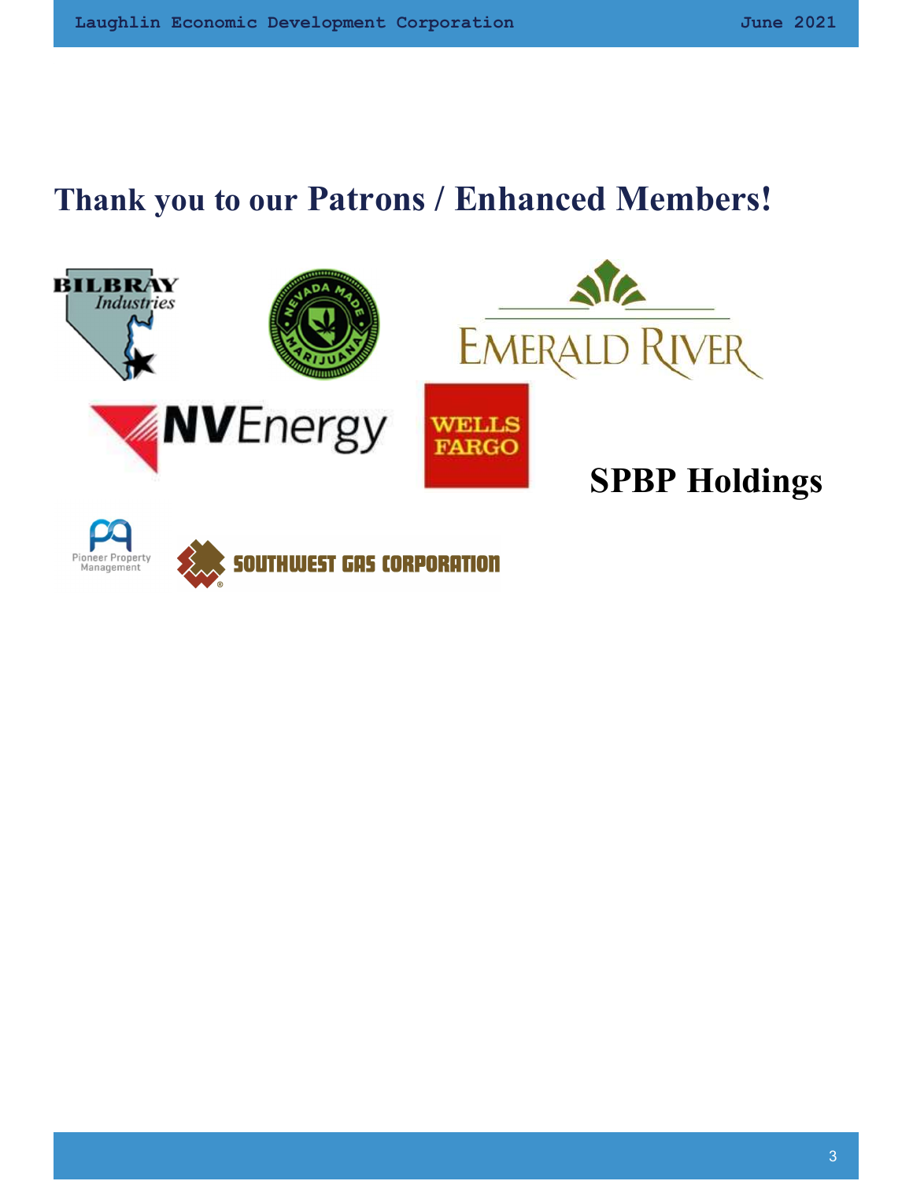# Thank you to our Patrons / Enhanced Members!

BILBRAY Industries

NEVADA MADE MARIJUANA

EMERALD RIVER

NVEnergy

WELLS FARGO

**SPBP Holdings**

Pioneer Property Management

SOUTHWEST GAS CORPORATION